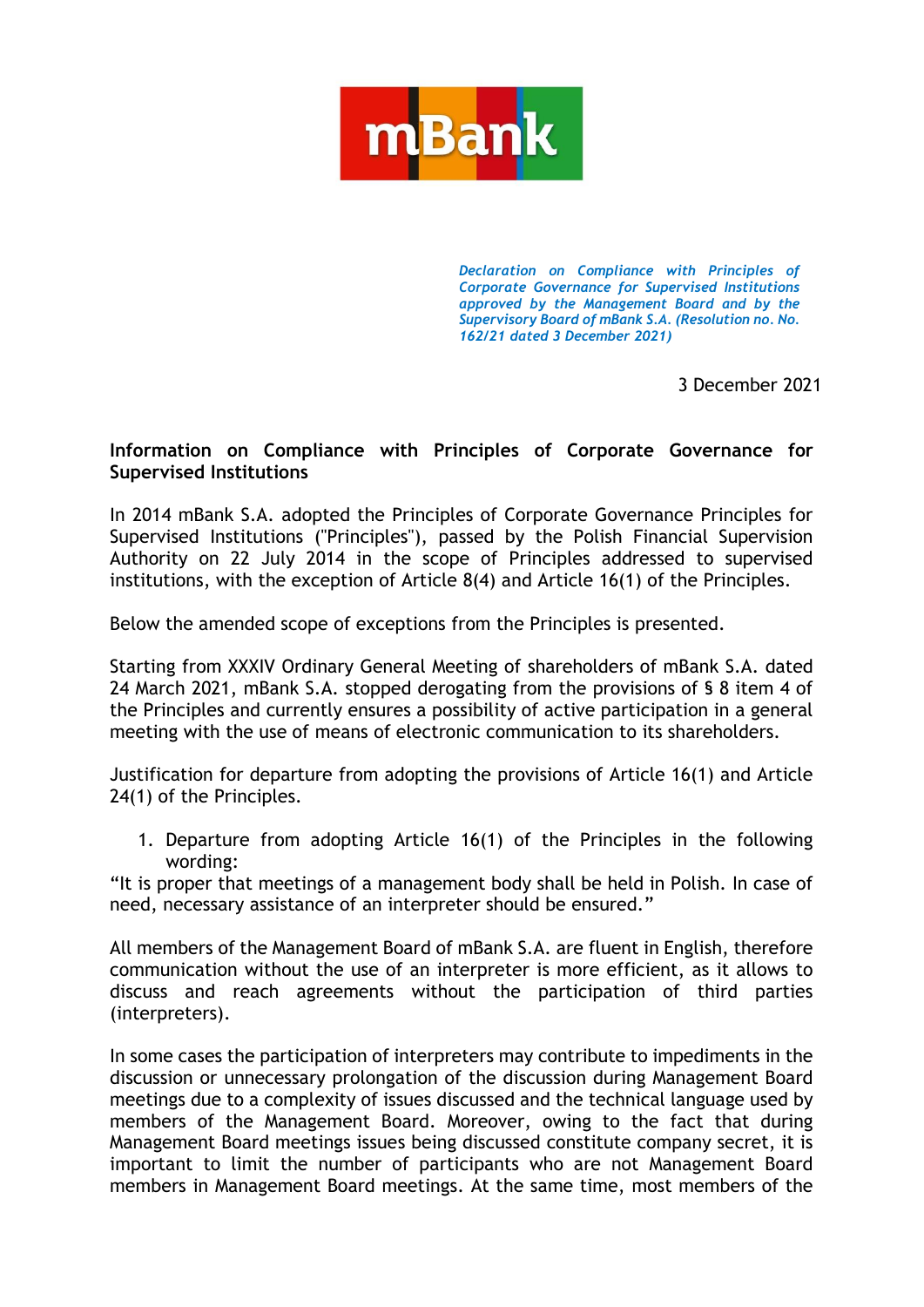*Declaration on Compliance with Principles of Corporate Governance for Supervised Institutions approved by the Management Board and by the Supervisory Board of mBank S.A. (Resolution no. No. 162/21 dated 3 December 2021)*

3 December 2021

**Information on Compliance with Principles of Corporate Governance for Supervised Institutions**

In 2014 mBank S.A. adopted the Principles of Corporate Governance Principles for Supervised Institutions ("Principles"), passed by the Polish Financial Supervision Authority on 22 July 2014 in the scope of Principles addressed to supervised institutions, with the exception of Article 8(4) and Article 16(1) of the Principles.

Below the amended scope of exceptions from the Principles is presented.

Starting from XXXIV Ordinary General Meeting of shareholders of mBank S.A. dated 24 March 2021, mBank S.A. stopped derogating from the provisions of § 8 item 4 of the Principles and currently ensures a possibility of active participation in a general meeting with the use of means of electronic communication to its shareholders.

Justification for departure from adopting the provisions of Article 16(1) and Article 24(1) of the Principles.

1. Departure from adopting Article 16(1) of the Principles in the following wording:

"It is proper that meetings of a management body shall be held in Polish. In case of need, necessary assistance of an interpreter should be ensured."

All members of the Management Board of mBank S.A. are fluent in English, therefore communication without the use of an interpreter is more efficient, as it allows to discuss and reach agreements without the participation of third parties (interpreters).

In some cases the participation of interpreters may contribute to impediments in the discussion or unnecessary prolongation of the discussion during Management Board meetings due to a complexity of issues discussed and the technical language used by members of the Management Board. Moreover, owing to the fact that during Management Board meetings issues being discussed constitute company secret, it is important to limit the number of participants who are not Management Board members in Management Board meetings. At the same time, most members of the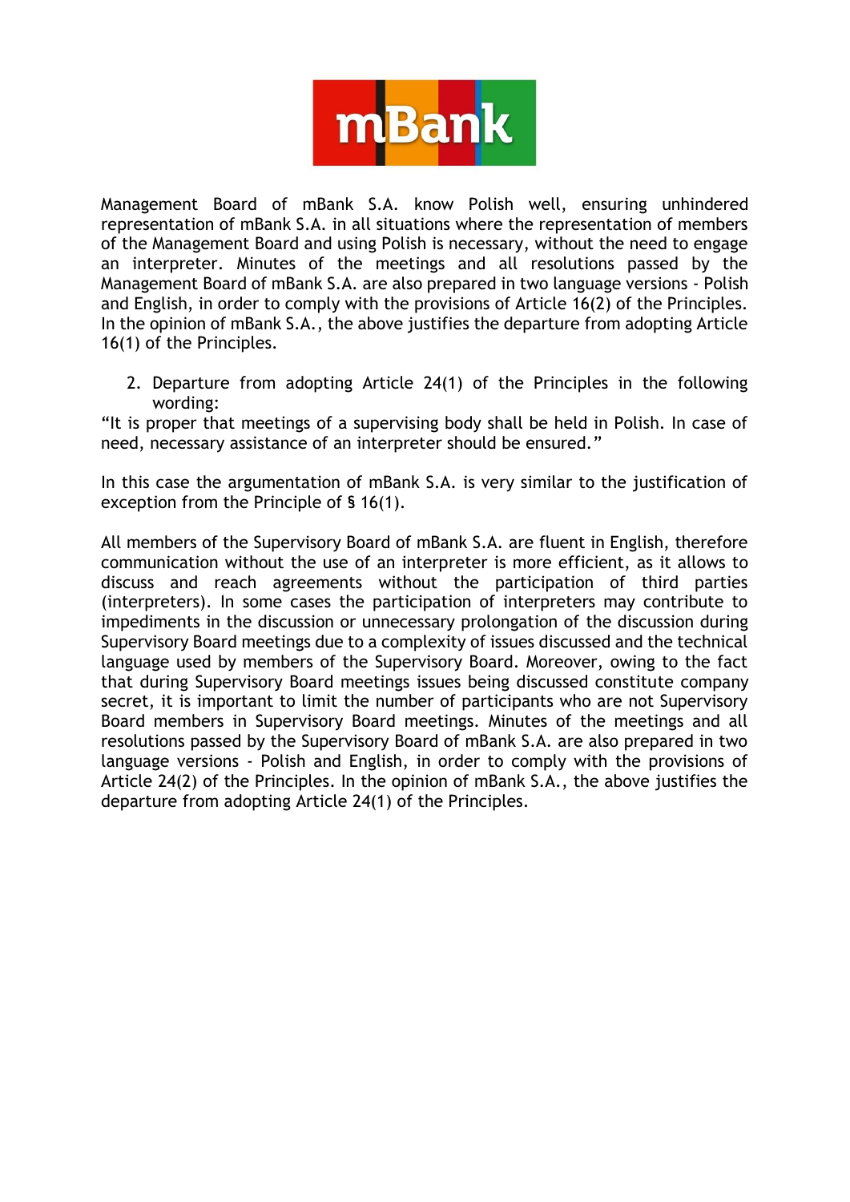Management Board of mBank S.A. know Polish well, ensuring unhindered representation of mBank S.A. in all situations where the representation of members of the Management Board and using Polish is necessary, without the need to engage an interpreter. Minutes of the meetings and all resolutions passed by the Management Board of mBank S.A. are also prepared in two language versions - Polish and English, in order to comply with the provisions of Article 16(2) of the Principles. In the opinion of mBank S.A., the above justifies the departure from adopting Article 16(1) of the Principles.

2. Departure from adopting Article 24(1) of the Principles in the following wording:

"It is proper that meetings of a supervising body shall be held in Polish. In case of need, necessary assistance of an interpreter should be ensured."

In this case the argumentation of mBank S.A. is very similar to the justification of exception from the Principle of § 16(1).

All members of the Supervisory Board of mBank S.A. are fluent in English, therefore communication without the use of an interpreter is more efficient, as it allows to discuss and reach agreements without the participation of third parties (interpreters). In some cases the participation of interpreters may contribute to impediments in the discussion or unnecessary prolongation of the discussion during Supervisory Board meetings due to a complexity of issues discussed and the technical language used by members of the Supervisory Board. Moreover, owing to the fact that during Supervisory Board meetings issues being discussed constitute company secret, it is important to limit the number of participants who are not Supervisory Board members in Supervisory Board meetings. Minutes of the meetings and all resolutions passed by the Supervisory Board of mBank S.A. are also prepared in two language versions - Polish and English, in order to comply with the provisions of Article 24(2) of the Principles. In the opinion of mBank S.A., the above justifies the departure from adopting Article 24(1) of the Principles.